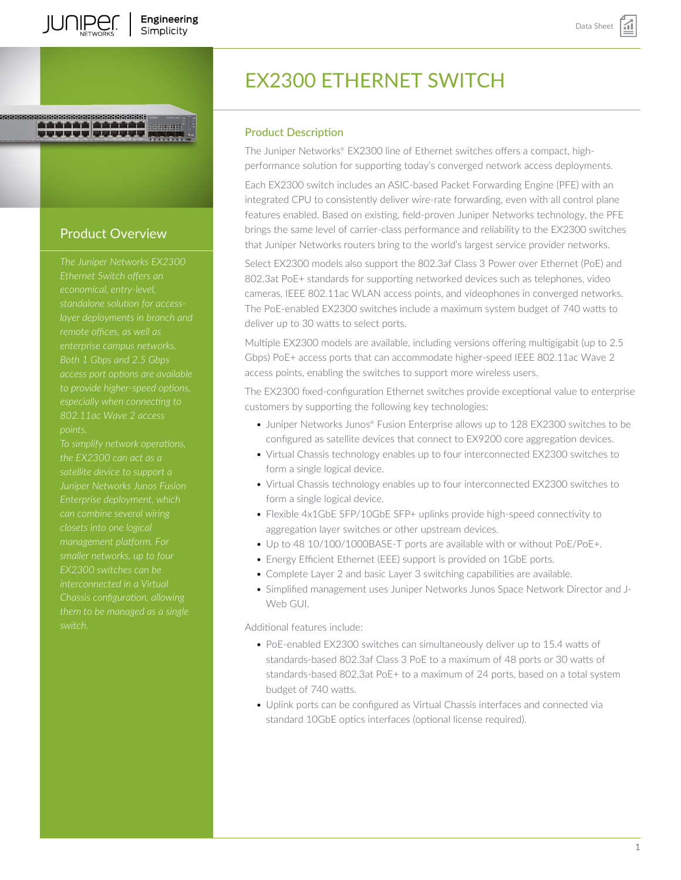# EX2300 ETHERNET SWITCH

## Product Overview

*The Juniper Networks EX2300 Ethernet Switch offers an economical, entry-level, standalone solution for access-layer deployments in branch and remote offices, as well as enterprise campus networks. Both 1 Gbps and 2.5 Gbps access port options are available to provide higher-speed options, especially when connecting to 802.11ac Wave 2 access points.*

*To simplify network operations, the EX2300 can act as a satellite device to support a Juniper Networks Junos Fusion Enterprise deployment, which can combine several wiring closets into one logical management platform. For smaller networks, up to four EX2300 switches can be interconnected in a Virtual Chassis configuration, allowing them to be managed as a single switch.*

## Product Description

The Juniper Networks® EX2300 line of Ethernet switches offers a compact, high-performance solution for supporting today's converged network access deployments.

Each EX2300 switch includes an ASIC-based Packet Forwarding Engine (PFE) with an integrated CPU to consistently deliver wire-rate forwarding, even with all control plane features enabled. Based on existing, field-proven Juniper Networks technology, the PFE brings the same level of carrier-class performance and reliability to the EX2300 switches that Juniper Networks routers bring to the world's largest service provider networks.

Select EX2300 models also support the 802.3af Class 3 Power over Ethernet (PoE) and 802.3at PoE+ standards for supporting networked devices such as telephones, video cameras, IEEE 802.11ac WLAN access points, and videophones in converged networks. The PoE-enabled EX2300 switches include a maximum system budget of 740 watts to deliver up to 30 watts to select ports.

Multiple EX2300 models are available, including versions offering multigigabit (up to 2.5 Gbps) PoE+ access ports that can accommodate higher-speed IEEE 802.11ac Wave 2 access points, enabling the switches to support more wireless users.

The EX2300 fixed-configuration Ethernet switches provide exceptional value to enterprise customers by supporting the following key technologies:

- Juniper Networks Junos® Fusion Enterprise allows up to 128 EX2300 switches to be configured as satellite devices that connect to EX9200 core aggregation devices.
- Virtual Chassis technology enables up to four interconnected EX2300 switches to form a single logical device.
- Virtual Chassis technology enables up to four interconnected EX2300 switches to form a single logical device.
- Flexible 4x1GbE SFP/10GbE SFP+ uplinks provide high-speed connectivity to aggregation layer switches or other upstream devices.
- Up to 48 10/100/1000BASE-T ports are available with or without PoE/PoE+.
- Energy Efficient Ethernet (EEE) support is provided on 1GbE ports.
- Complete Layer 2 and basic Layer 3 switching capabilities are available.
- Simplified management uses Juniper Networks Junos Space Network Director and J-Web GUI.

Additional features include:

- PoE-enabled EX2300 switches can simultaneously deliver up to 15.4 watts of standards-based 802.3af Class 3 PoE to a maximum of 48 ports or 30 watts of standards-based 802.3at PoE+ to a maximum of 24 ports, based on a total system budget of 740 watts.
- Uplink ports can be configured as Virtual Chassis interfaces and connected via standard 10GbE optics interfaces (optional license required).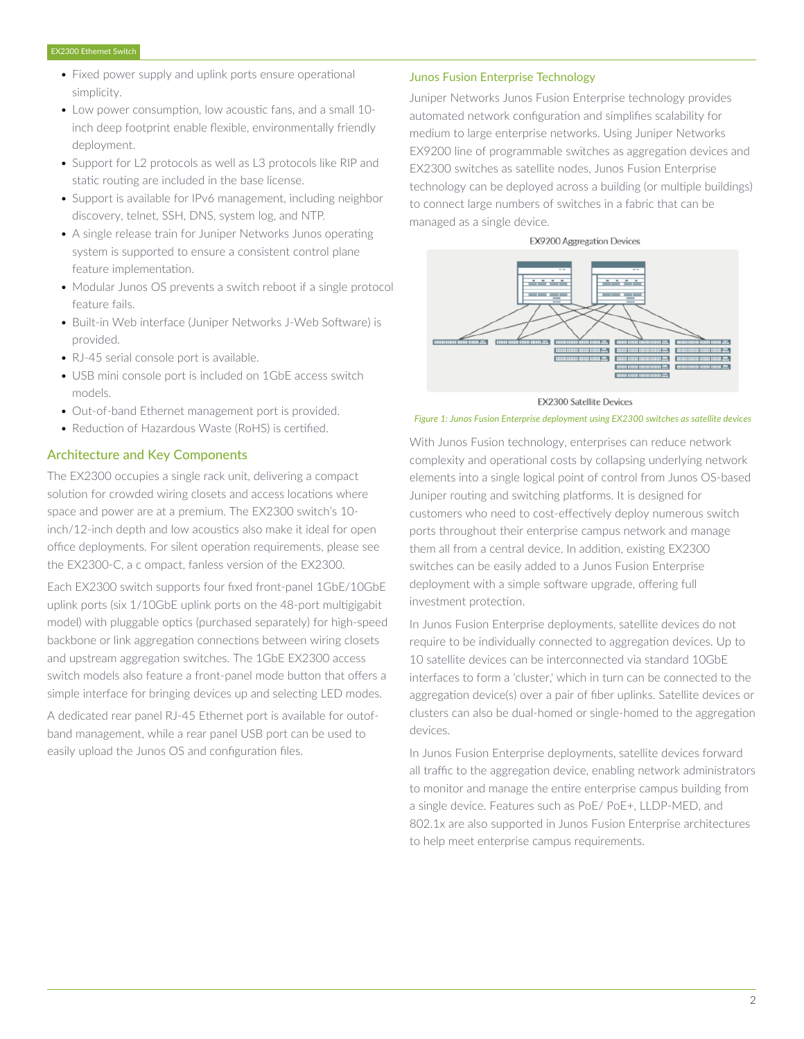- Fixed power supply and uplink ports ensure operational simplicity.
- Low power consumption, low acoustic fans, and a small 10-inch deep footprint enable flexible, environmentally friendly deployment.
- Support for L2 protocols as well as L3 protocols like RIP and static routing are included in the base license.
- Support is available for IPv6 management, including neighbor discovery, telnet, SSH, DNS, system log, and NTP.
- A single release train for Juniper Networks Junos operating system is supported to ensure a consistent control plane feature implementation.
- Modular Junos OS prevents a switch reboot if a single protocol feature fails.
- Built-in Web interface (Juniper Networks J-Web Software) is provided.
- RJ-45 serial console port is available.
- USB mini console port is included on 1GbE access switch models.
- Out-of-band Ethernet management port is provided.
- Reduction of Hazardous Waste (RoHS) is certified.

## Architecture and Key Components

The EX2300 occupies a single rack unit, delivering a compact solution for crowded wiring closets and access locations where space and power are at a premium. The EX2300 switch's 10-inch/12-inch depth and low acoustics also make it ideal for open office deployments. For silent operation requirements, please see the EX2300-C, a c ompact, fanless version of the EX2300.

Each EX2300 switch supports four fixed front-panel 1GbE/10GbE uplink ports (six 1/10GbE uplink ports on the 48-port multigigabit model) with pluggable optics (purchased separately) for high-speed backbone or link aggregation connections between wiring closets and upstream aggregation switches. The 1GbE EX2300 access switch models also feature a front-panel mode button that offers a simple interface for bringing devices up and selecting LED modes.

A dedicated rear panel RJ-45 Ethernet port is available for outof-band management, while a rear panel USB port can be used to easily upload the Junos OS and configuration files.

## Junos Fusion Enterprise Technology

Juniper Networks Junos Fusion Enterprise technology provides automated network configuration and simplifies scalability for medium to large enterprise networks. Using Juniper Networks EX9200 line of programmable switches as aggregation devices and EX2300 switches as satellite nodes, Junos Fusion Enterprise technology can be deployed across a building (or multiple buildings) to connect large numbers of switches in a fabric that can be managed as a single device.

EX9200 Aggregation Devices

EX2300 Satellite Devices

*Figure 1: Junos Fusion Enterprise deployment using EX2300 switches as satellite devices*

With Junos Fusion technology, enterprises can reduce network complexity and operational costs by collapsing underlying network elements into a single logical point of control from Junos OS-based Juniper routing and switching platforms. It is designed for customers who need to cost-effectively deploy numerous switch ports throughout their enterprise campus network and manage them all from a central device. In addition, existing EX2300 switches can be easily added to a Junos Fusion Enterprise deployment with a simple software upgrade, offering full investment protection.

In Junos Fusion Enterprise deployments, satellite devices do not require to be individually connected to aggregation devices. Up to 10 satellite devices can be interconnected via standard 10GbE interfaces to form a 'cluster,' which in turn can be connected to the aggregation device(s) over a pair of fiber uplinks. Satellite devices or clusters can also be dual-homed or single-homed to the aggregation devices.

In Junos Fusion Enterprise deployments, satellite devices forward all traffic to the aggregation device, enabling network administrators to monitor and manage the entire enterprise campus building from a single device. Features such as PoE/ PoE+, LLDP-MED, and 802.1x are also supported in Junos Fusion Enterprise architectures to help meet enterprise campus requirements.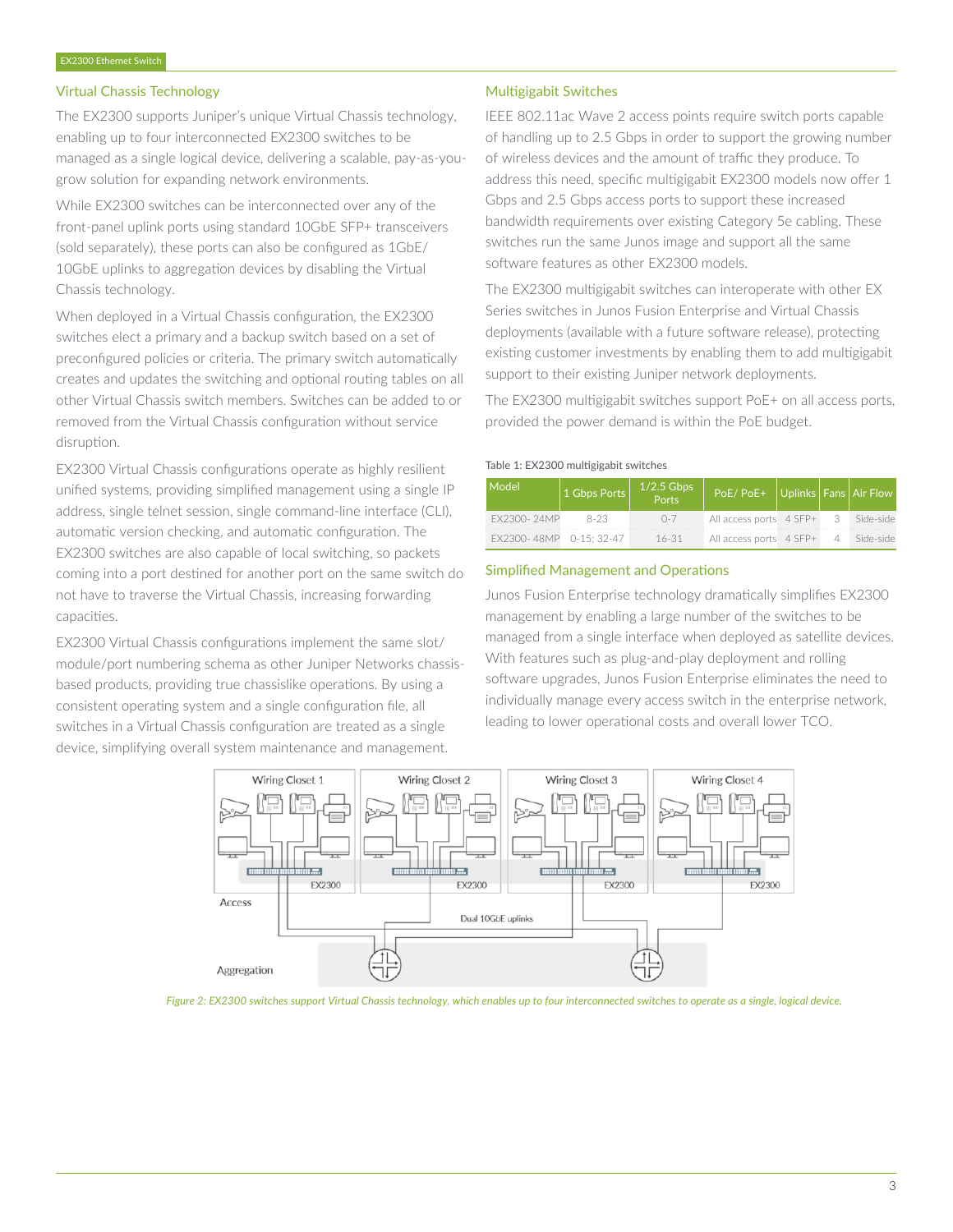## Virtual Chassis Technology

The EX2300 supports Juniper's unique Virtual Chassis technology, enabling up to four interconnected EX2300 switches to be managed as a single logical device, delivering a scalable, pay-as-you-grow solution for expanding network environments.

While EX2300 switches can be interconnected over any of the front-panel uplink ports using standard 10GbE SFP+ transceivers (sold separately), these ports can also be configured as 1GbE/10GbE uplinks to aggregation devices by disabling the Virtual Chassis technology.

When deployed in a Virtual Chassis configuration, the EX2300 switches elect a primary and a backup switch based on a set of preconfigured policies or criteria. The primary switch automatically creates and updates the switching and optional routing tables on all other Virtual Chassis switch members. Switches can be added to or removed from the Virtual Chassis configuration without service disruption.

EX2300 Virtual Chassis configurations operate as highly resilient unified systems, providing simplified management using a single IP address, single telnet session, single command-line interface (CLI), automatic version checking, and automatic configuration. The EX2300 switches are also capable of local switching, so packets coming into a port destined for another port on the same switch do not have to traverse the Virtual Chassis, increasing forwarding capacities.

EX2300 Virtual Chassis configurations implement the same slot/module/port numbering schema as other Juniper Networks chassis-based products, providing true chassislike operations. By using a consistent operating system and a single configuration file, all switches in a Virtual Chassis configuration are treated as a single device, simplifying overall system maintenance and management.

## Multigigabit Switches

IEEE 802.11ac Wave 2 access points require switch ports capable of handling up to 2.5 Gbps in order to support the growing number of wireless devices and the amount of traffic they produce. To address this need, specific multigigabit EX2300 models now offer 1 Gbps and 2.5 Gbps access ports to support these increased bandwidth requirements over existing Category 5e cabling. These switches run the same Junos image and support all the same software features as other EX2300 models.

The EX2300 multigigabit switches can interoperate with other EX Series switches in Junos Fusion Enterprise and Virtual Chassis deployments (available with a future software release), protecting existing customer investments by enabling them to add multigigabit support to their existing Juniper network deployments.

The EX2300 multigigabit switches support PoE+ on all access ports, provided the power demand is within the PoE budget.

Table 1: EX2300 multigigabit switches

| Model | 1 Gbps Ports | 1/2.5 Gbps Ports | PoE/ PoE+ | Uplinks | Fans | Air Flow |
|---|---|---|---|---|---|---|
| EX2300- 24MP | 8-23 | 0-7 | All access ports | 4 SFP+ | 3 | Side-side |
| EX2300- 48MP | 0-15; 32-47 | 16-31 | All access ports | 4 SFP+ | 4 | Side-side |

## Simplified Management and Operations

Junos Fusion Enterprise technology dramatically simplifies EX2300 management by enabling a large number of the switches to be managed from a single interface when deployed as satellite devices. With features such as plug-and-play deployment and rolling software upgrades, Junos Fusion Enterprise eliminates the need to individually manage every access switch in the enterprise network, leading to lower operational costs and overall lower TCO.

*Figure 2: EX2300 switches support Virtual Chassis technology, which enables up to four interconnected switches to operate as a single, logical device.*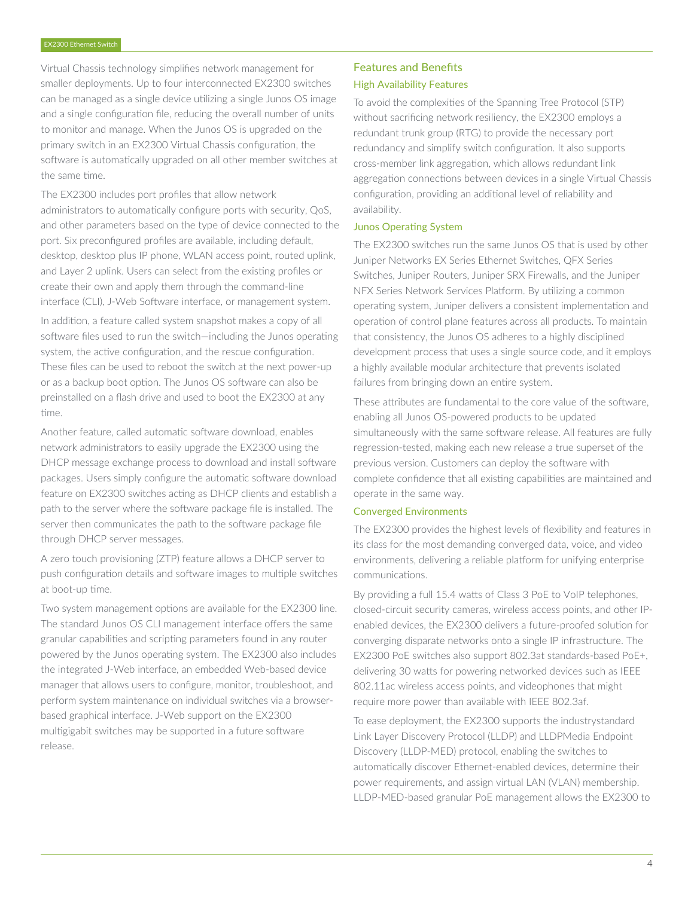Virtual Chassis technology simplifies network management for smaller deployments. Up to four interconnected EX2300 switches can be managed as a single device utilizing a single Junos OS image and a single configuration file, reducing the overall number of units to monitor and manage. When the Junos OS is upgraded on the primary switch in an EX2300 Virtual Chassis configuration, the software is automatically upgraded on all other member switches at the same time.

The EX2300 includes port profiles that allow network administrators to automatically configure ports with security, QoS, and other parameters based on the type of device connected to the port. Six preconfigured profiles are available, including default, desktop, desktop plus IP phone, WLAN access point, routed uplink, and Layer 2 uplink. Users can select from the existing profiles or create their own and apply them through the command-line interface (CLI), J-Web Software interface, or management system.

In addition, a feature called system snapshot makes a copy of all software files used to run the switch—including the Junos operating system, the active configuration, and the rescue configuration. These files can be used to reboot the switch at the next power-up or as a backup boot option. The Junos OS software can also be preinstalled on a flash drive and used to boot the EX2300 at any time.

Another feature, called automatic software download, enables network administrators to easily upgrade the EX2300 using the DHCP message exchange process to download and install software packages. Users simply configure the automatic software download feature on EX2300 switches acting as DHCP clients and establish a path to the server where the software package file is installed. The server then communicates the path to the software package file through DHCP server messages.

A zero touch provisioning (ZTP) feature allows a DHCP server to push configuration details and software images to multiple switches at boot-up time.

Two system management options are available for the EX2300 line. The standard Junos OS CLI management interface offers the same granular capabilities and scripting parameters found in any router powered by the Junos operating system. The EX2300 also includes the integrated J-Web interface, an embedded Web-based device manager that allows users to configure, monitor, troubleshoot, and perform system maintenance on individual switches via a browser-based graphical interface. J-Web support on the EX2300 multigigabit switches may be supported in a future software release.

## Features and Benefits

### High Availability Features

To avoid the complexities of the Spanning Tree Protocol (STP) without sacrificing network resiliency, the EX2300 employs a redundant trunk group (RTG) to provide the necessary port redundancy and simplify switch configuration. It also supports cross-member link aggregation, which allows redundant link aggregation connections between devices in a single Virtual Chassis configuration, providing an additional level of reliability and availability.

### Junos Operating System

The EX2300 switches run the same Junos OS that is used by other Juniper Networks EX Series Ethernet Switches, QFX Series Switches, Juniper Routers, Juniper SRX Firewalls, and the Juniper NFX Series Network Services Platform. By utilizing a common operating system, Juniper delivers a consistent implementation and operation of control plane features across all products. To maintain that consistency, the Junos OS adheres to a highly disciplined development process that uses a single source code, and it employs a highly available modular architecture that prevents isolated failures from bringing down an entire system.

These attributes are fundamental to the core value of the software, enabling all Junos OS-powered products to be updated simultaneously with the same software release. All features are fully regression-tested, making each new release a true superset of the previous version. Customers can deploy the software with complete confidence that all existing capabilities are maintained and operate in the same way.

### Converged Environments

The EX2300 provides the highest levels of flexibility and features in its class for the most demanding converged data, voice, and video environments, delivering a reliable platform for unifying enterprise communications.

By providing a full 15.4 watts of Class 3 PoE to VoIP telephones, closed-circuit security cameras, wireless access points, and other IP-enabled devices, the EX2300 delivers a future-proofed solution for converging disparate networks onto a single IP infrastructure. The EX2300 PoE switches also support 802.3at standards-based PoE+, delivering 30 watts for powering networked devices such as IEEE 802.11ac wireless access points, and videophones that might require more power than available with IEEE 802.3af.

To ease deployment, the EX2300 supports the industrystandard Link Layer Discovery Protocol (LLDP) and LLDPMedia Endpoint Discovery (LLDP-MED) protocol, enabling the switches to automatically discover Ethernet-enabled devices, determine their power requirements, and assign virtual LAN (VLAN) membership. LLDP-MED-based granular PoE management allows the EX2300 to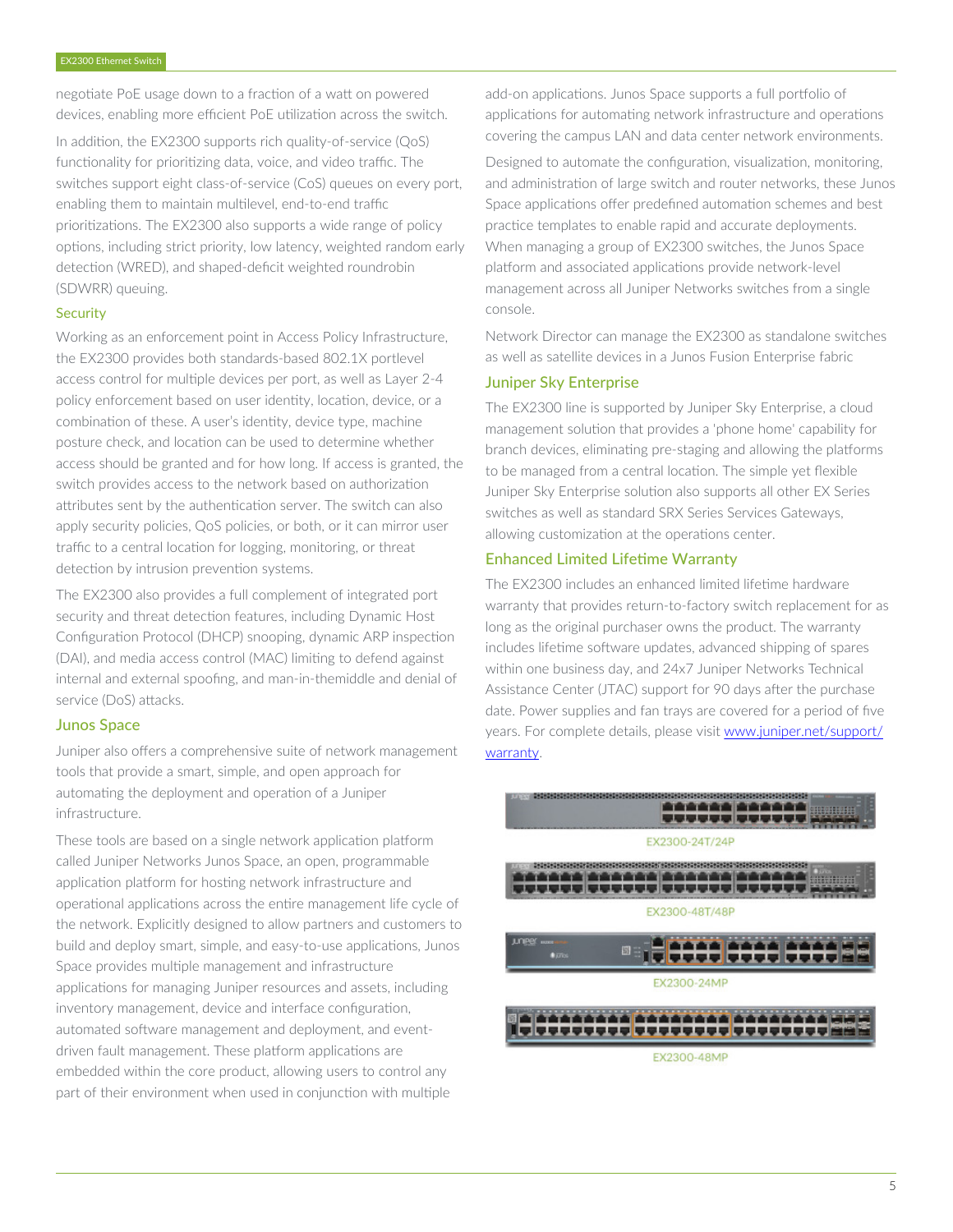negotiate PoE usage down to a fraction of a watt on powered devices, enabling more efficient PoE utilization across the switch.

In addition, the EX2300 supports rich quality-of-service (QoS) functionality for prioritizing data, voice, and video traffic. The switches support eight class-of-service (CoS) queues on every port, enabling them to maintain multilevel, end-to-end traffic prioritizations. The EX2300 also supports a wide range of policy options, including strict priority, low latency, weighted random early detection (WRED), and shaped-deficit weighted roundrobin (SDWRR) queuing.

### Security

Working as an enforcement point in Access Policy Infrastructure, the EX2300 provides both standards-based 802.1X portlevel access control for multiple devices per port, as well as Layer 2-4 policy enforcement based on user identity, location, device, or a combination of these. A user's identity, device type, machine posture check, and location can be used to determine whether access should be granted and for how long. If access is granted, the switch provides access to the network based on authorization attributes sent by the authentication server. The switch can also apply security policies, QoS policies, or both, or it can mirror user traffic to a central location for logging, monitoring, or threat detection by intrusion prevention systems.

The EX2300 also provides a full complement of integrated port security and threat detection features, including Dynamic Host Configuration Protocol (DHCP) snooping, dynamic ARP inspection (DAI), and media access control (MAC) limiting to defend against internal and external spoofing, and man-in-themiddle and denial of service (DoS) attacks.

## Junos Space

Juniper also offers a comprehensive suite of network management tools that provide a smart, simple, and open approach for automating the deployment and operation of a Juniper infrastructure.

These tools are based on a single network application platform called Juniper Networks Junos Space, an open, programmable application platform for hosting network infrastructure and operational applications across the entire management life cycle of the network. Explicitly designed to allow partners and customers to build and deploy smart, simple, and easy-to-use applications, Junos Space provides multiple management and infrastructure applications for managing Juniper resources and assets, including inventory management, device and interface configuration, automated software management and deployment, and event-driven fault management. These platform applications are embedded within the core product, allowing users to control any part of their environment when used in conjunction with multiple add-on applications. Junos Space supports a full portfolio of applications for automating network infrastructure and operations covering the campus LAN and data center network environments.

Designed to automate the configuration, visualization, monitoring, and administration of large switch and router networks, these Junos Space applications offer predefined automation schemes and best practice templates to enable rapid and accurate deployments. When managing a group of EX2300 switches, the Junos Space platform and associated applications provide network-level management across all Juniper Networks switches from a single console.

Network Director can manage the EX2300 as standalone switches as well as satellite devices in a Junos Fusion Enterprise fabric

## Juniper Sky Enterprise

The EX2300 line is supported by Juniper Sky Enterprise, a cloud management solution that provides a 'phone home' capability for branch devices, eliminating pre-staging and allowing the platforms to be managed from a central location. The simple yet flexible Juniper Sky Enterprise solution also supports all other EX Series switches as well as standard SRX Series Services Gateways, allowing customization at the operations center.

## Enhanced Limited Lifetime Warranty

The EX2300 includes an enhanced limited lifetime hardware warranty that provides return-to-factory switch replacement for as long as the original purchaser owns the product. The warranty includes lifetime software updates, advanced shipping of spares within one business day, and 24x7 Juniper Networks Technical Assistance Center (JTAC) support for 90 days after the purchase date. Power supplies and fan trays are covered for a period of five years. For complete details, please visit [www.juniper.net/support/warranty](www.juniper.net/support/warranty).

EX2300-24T/24P

EX2300-48T/48P

EX2300-24MP

EX2300-48MP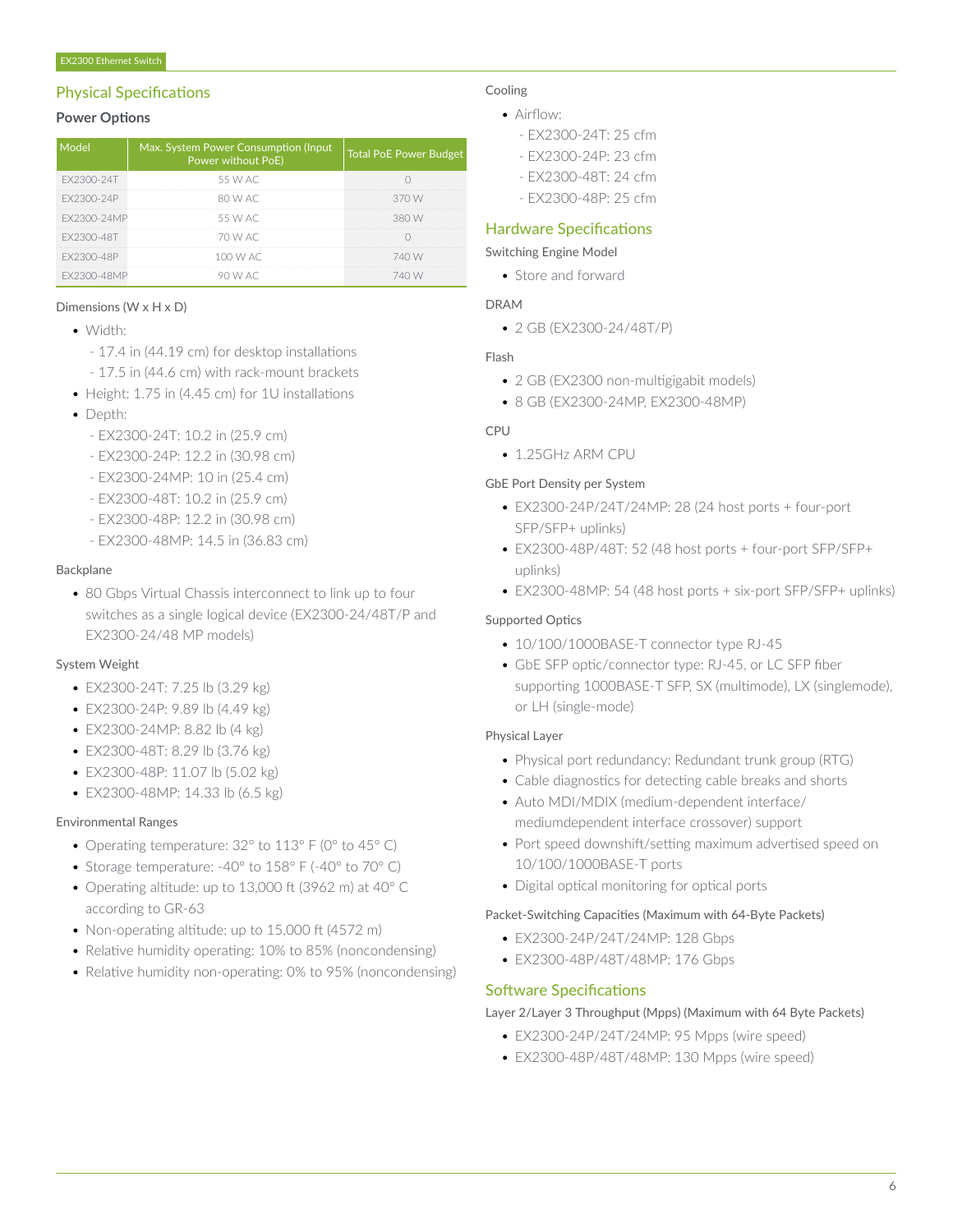## Physical Specifications

### Power Options

| Model | Max. System Power Consumption (Input Power without PoE) | Total PoE Power Budget |
|---|---|---|
| EX2300-24T | 55 W AC | 0 |
| EX2300-24P | 80 W AC | 370 W |
| EX2300-24MP | 55 W AC | 380 W |
| EX2300-48T | 70 W AC | 0 |
| EX2300-48P | 100 W AC | 740 W |
| EX2300-48MP | 90 W AC | 740 W |

Dimensions (W x H x D)

- Width:
  - 17.4 in (44.19 cm) for desktop installations
  - 17.5 in (44.6 cm) with rack-mount brackets
- Height: 1.75 in (4.45 cm) for 1U installations
- Depth:
  - EX2300-24T: 10.2 in (25.9 cm)
  - EX2300-24P: 12.2 in (30.98 cm)
  - EX2300-24MP: 10 in (25.4 cm)
  - EX2300-48T: 10.2 in (25.9 cm)
  - EX2300-48P: 12.2 in (30.98 cm)
  - EX2300-48MP: 14.5 in (36.83 cm)

Backplane

- 80 Gbps Virtual Chassis interconnect to link up to four switches as a single logical device (EX2300-24/48T/P and EX2300-24/48 MP models)

System Weight

- EX2300-24T: 7.25 lb (3.29 kg)
- EX2300-24P: 9.89 lb (4.49 kg)
- EX2300-24MP: 8.82 lb (4 kg)
- EX2300-48T: 8.29 lb (3.76 kg)
- EX2300-48P: 11.07 lb (5.02 kg)
- EX2300-48MP: 14.33 lb (6.5 kg)

Environmental Ranges

- Operating temperature: 32° to 113° F (0° to 45° C)
- Storage temperature: -40° to 158° F (-40° to 70° C)
- Operating altitude: up to 13,000 ft (3962 m) at 40° C according to GR-63
- Non-operating altitude: up to 15,000 ft (4572 m)
- Relative humidity operating: 10% to 85% (noncondensing)
- Relative humidity non-operating: 0% to 95% (noncondensing)

Cooling

- Airflow:
  - EX2300-24T: 25 cfm
  - EX2300-24P: 23 cfm
  - EX2300-48T: 24 cfm
  - EX2300-48P: 25 cfm

## Hardware Specifications

Switching Engine Model

- Store and forward

DRAM

- 2 GB (EX2300-24/48T/P)

Flash

- 2 GB (EX2300 non-multigigabit models)
- 8 GB (EX2300-24MP, EX2300-48MP)

CPU

- 1.25GHz ARM CPU

GbE Port Density per System

- EX2300-24P/24T/24MP: 28 (24 host ports + four-port SFP/SFP+ uplinks)
- EX2300-48P/48T: 52 (48 host ports + four-port SFP/SFP+ uplinks)
- EX2300-48MP: 54 (48 host ports + six-port SFP/SFP+ uplinks)

Supported Optics

- 10/100/1000BASE-T connector type RJ-45
- GbE SFP optic/connector type: RJ-45, or LC SFP fiber supporting 1000BASE-T SFP, SX (multimode), LX (singlemode), or LH (single-mode)

Physical Layer

- Physical port redundancy: Redundant trunk group (RTG)
- Cable diagnostics for detecting cable breaks and shorts
- Auto MDI/MDIX (medium-dependent interface/ mediumdependent interface crossover) support
- Port speed downshift/setting maximum advertised speed on 10/100/1000BASE-T ports
- Digital optical monitoring for optical ports

Packet-Switching Capacities (Maximum with 64-Byte Packets)

- EX2300-24P/24T/24MP: 128 Gbps
- EX2300-48P/48T/48MP: 176 Gbps

## Software Specifications

Layer 2/Layer 3 Throughput (Mpps) (Maximum with 64 Byte Packets)

- EX2300-24P/24T/24MP: 95 Mpps (wire speed)
- EX2300-48P/48T/48MP: 130 Mpps (wire speed)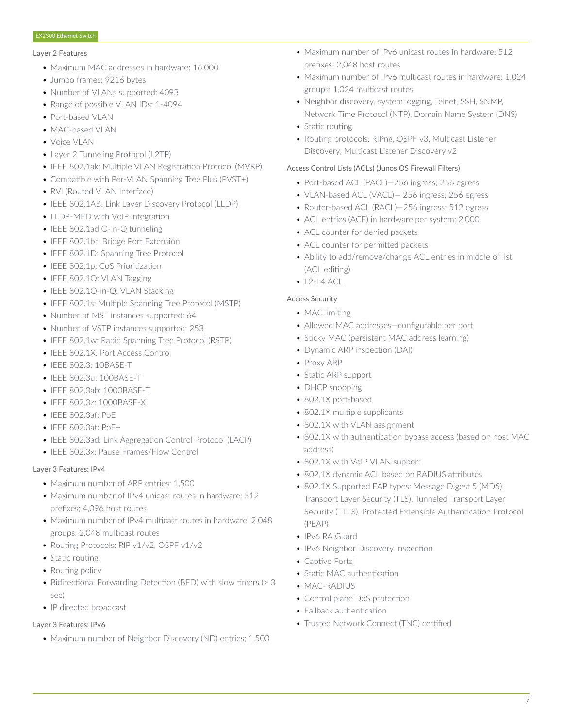### Layer 2 Features

- Maximum MAC addresses in hardware: 16,000
- Jumbo frames: 9216 bytes
- Number of VLANs supported: 4093
- Range of possible VLAN IDs: 1-4094
- Port-based VLAN
- MAC-based VLAN
- Voice VLAN
- Layer 2 Tunneling Protocol (L2TP)
- IEEE 802.1ak: Multiple VLAN Registration Protocol (MVRP)
- Compatible with Per-VLAN Spanning Tree Plus (PVST+)
- RVI (Routed VLAN Interface)
- IEEE 802.1AB: Link Layer Discovery Protocol (LLDP)
- LLDP-MED with VoIP integration
- IEEE 802.1ad Q-in-Q tunneling
- IEEE 802.1br: Bridge Port Extension
- IEEE 802.1D: Spanning Tree Protocol
- IEEE 802.1p: CoS Prioritization
- IEEE 802.1Q: VLAN Tagging
- IEEE 802.1Q-in-Q: VLAN Stacking
- IEEE 802.1s: Multiple Spanning Tree Protocol (MSTP)
- Number of MST instances supported: 64
- Number of VSTP instances supported: 253
- IEEE 802.1w: Rapid Spanning Tree Protocol (RSTP)
- IEEE 802.1X: Port Access Control
- IEEE 802.3: 10BASE-T
- IEEE 802.3u: 100BASE-T
- IEEE 802.3ab: 1000BASE-T
- IEEE 802.3z: 1000BASE-X
- IEEE 802.3af: PoE
- IEEE 802.3at: PoE+
- IEEE 802.3ad: Link Aggregation Control Protocol (LACP)
- IEEE 802.3x: Pause Frames/Flow Control

### Layer 3 Features: IPv4

- Maximum number of ARP entries: 1,500
- Maximum number of IPv4 unicast routes in hardware: 512 prefixes; 4,096 host routes
- Maximum number of IPv4 multicast routes in hardware: 2,048 groups; 2,048 multicast routes
- Routing Protocols: RIP v1/v2, OSPF v1/v2
- Static routing
- Routing policy
- Bidirectional Forwarding Detection (BFD) with slow timers (> 3 sec)
- IP directed broadcast

### Layer 3 Features: IPv6

- Maximum number of Neighbor Discovery (ND) entries: 1,500
- Maximum number of IPv6 unicast routes in hardware: 512 prefixes; 2,048 host routes
- Maximum number of IPv6 multicast routes in hardware: 1,024 groups; 1,024 multicast routes
- Neighbor discovery, system logging, Telnet, SSH, SNMP, Network Time Protocol (NTP), Domain Name System (DNS)
- Static routing
- Routing protocols: RIPng, OSPF v3, Multicast Listener Discovery, Multicast Listener Discovery v2

### Access Control Lists (ACLs) (Junos OS Firewall Filters)

- Port-based ACL (PACL)—256 ingress; 256 egress
- VLAN-based ACL (VACL)— 256 ingress; 256 egress
- Router-based ACL (RACL)—256 ingress; 512 egress
- ACL entries (ACE) in hardware per system: 2,000
- ACL counter for denied packets
- ACL counter for permitted packets
- Ability to add/remove/change ACL entries in middle of list (ACL editing)
- L2-L4 ACL

### Access Security

- MAC limiting
- Allowed MAC addresses—configurable per port
- Sticky MAC (persistent MAC address learning)
- Dynamic ARP inspection (DAI)
- Proxy ARP
- Static ARP support
- DHCP snooping
- 802.1X port-based
- 802.1X multiple supplicants
- 802.1X with VLAN assignment
- 802.1X with authentication bypass access (based on host MAC address)
- 802.1X with VoIP VLAN support
- 802.1X dynamic ACL based on RADIUS attributes
- 802.1X Supported EAP types: Message Digest 5 (MD5), Transport Layer Security (TLS), Tunneled Transport Layer Security (TTLS), Protected Extensible Authentication Protocol (PEAP)
- IPv6 RA Guard
- IPv6 Neighbor Discovery Inspection
- Captive Portal
- Static MAC authentication
- MAC-RADIUS
- Control plane DoS protection
- Fallback authentication
- Trusted Network Connect (TNC) certified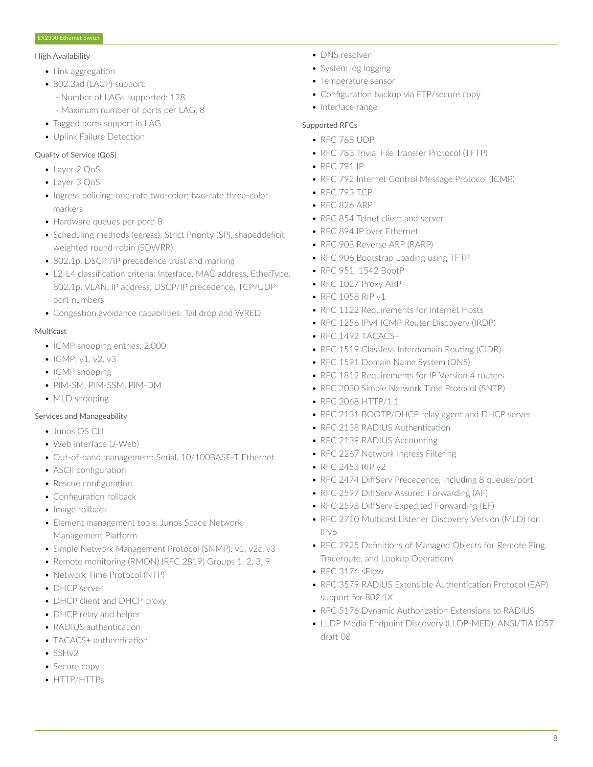### High Availability

- Link aggregation
- 802.3ad (LACP) support:
  - Number of LAGs supported: 128
  - Maximum number of ports per LAG: 8
- Tagged ports support in LAG
- Uplink Failure Detection

### Quality of Service (QoS)

- Layer 2 QoS
- Layer 3 QoS
- Ingress policing: one-rate two-color; two-rate three-color markers
- Hardware queues per port: 8
- Scheduling methods (egress): Strict Priority (SP), shapeddeficit weighted round-robin (SDWRR)
- 802.1p, DSCP /IP precedence trust and marking
- L2-L4 classification criteria: Interface, MAC address, EtherType, 802.1p, VLAN, IP address, DSCP/IP precedence, TCP/UDP port numbers
- Congestion avoidance capabilities: Tail drop and WRED

### Multicast

- IGMP snooping entries: 2,000
- IGMP: v1, v2, v3
- IGMP snooping
- PIM-SM, PIM-SSM, PIM-DM
- MLD snooping

### Services and Manageability

- Junos OS CLI
- Web interface (J-Web)
- Out-of-band management: Serial, 10/100BASE-T Ethernet
- ASCII configuration
- Rescue configuration
- Configuration rollback
- Image rollback
- Element management tools: Junos Space Network Management Platform
- Simple Network Management Protocol (SNMP): v1, v2c, v3
- Remote monitoring (RMON) (RFC 2819) Groups 1, 2, 3, 9
- Network Time Protocol (NTP)
- DHCP server
- DHCP client and DHCP proxy
- DHCP relay and helper
- RADIUS authentication
- TACACS+ authentication
- SSHv2
- Secure copy
- HTTP/HTTPs
- DNS resolver
- System log logging
- Temperature sensor
- Configuration backup via FTP/secure copy
- Interface range

### Supported RFCs

- RFC 768 UDP
- RFC 783 Trivial File Transfer Protocol (TFTP)
- RFC 791 IP
- RFC 792 Internet Control Message Protocol (ICMP)
- RFC 793 TCP
- RFC 826 ARP
- RFC 854 Telnet client and server
- RFC 894 IP over Ethernet
- RFC 903 Reverse ARP (RARP)
- RFC 906 Bootstrap Loading using TFTP
- RFC 951, 1542 BootP
- RFC 1027 Proxy ARP
- RFC 1058 RIP v1
- RFC 1122 Requirements for Internet Hosts
- RFC 1256 IPv4 ICMP Router Discovery (IRDP)
- RFC 1492 TACACS+
- RFC 1519 Classless Interdomain Routing (CIDR)
- RFC 1591 Domain Name System (DNS)
- RFC 1812 Requirements for IP Version 4 routers
- RFC 2030 Simple Network Time Protocol (SNTP)
- RFC 2068 HTTP/1.1
- RFC 2131 BOOTP/DHCP relay agent and DHCP server
- RFC 2138 RADIUS Authentication
- RFC 2139 RADIUS Accounting
- RFC 2267 Network Ingress Filtering
- RFC 2453 RIP v2
- RFC 2474 DiffServ Precedence, including 8 queues/port
- RFC 2597 DiffServ Assured Forwarding (AF)
- RFC 2598 DiffServ Expedited Forwarding (EF)
- RFC 2710 Multicast Listener Discovery Version (MLD) for IPv6
- RFC 2925 Definitions of Managed Objects for Remote Ping, Traceroute, and Lookup Operations
- RFC 3176 sFlow
- RFC 3579 RADIUS Extensible Authentication Protocol (EAP) support for 802.1X
- RFC 5176 Dynamic Authorization Extensions to RADIUS
- LLDP Media Endpoint Discovery (LLDP-MED), ANSI/TIA1057, draft 08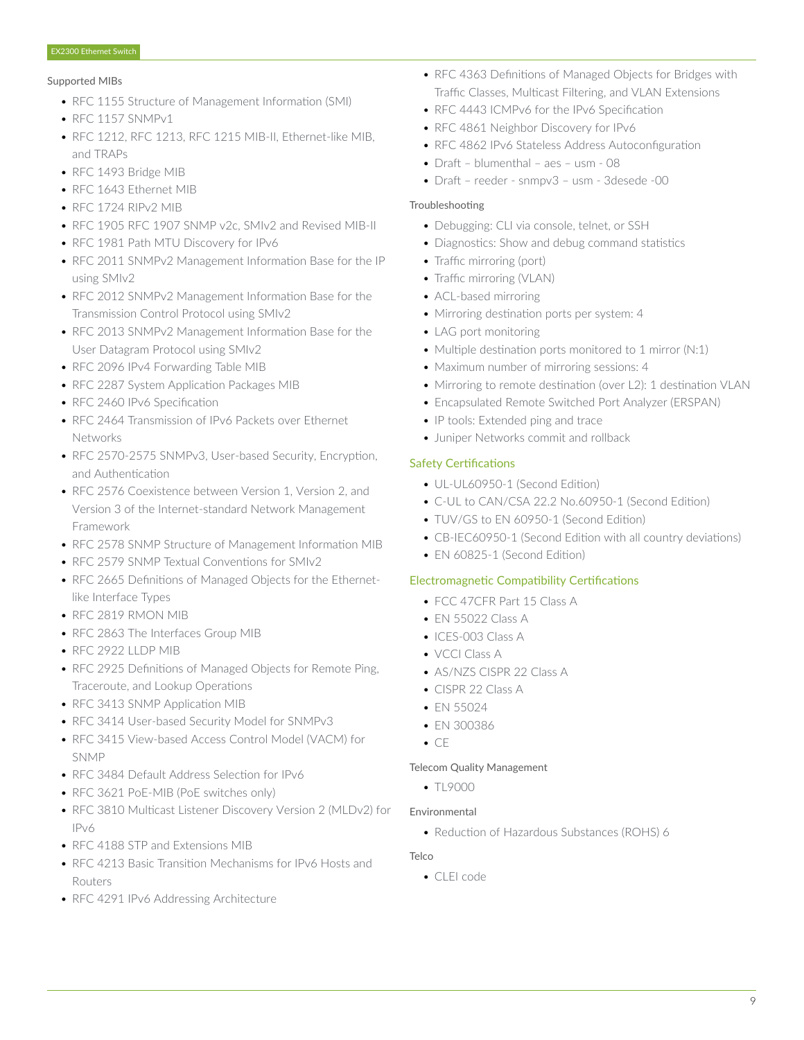Supported MIBs

- RFC 1155 Structure of Management Information (SMI)
- RFC 1157 SNMPv1
- RFC 1212, RFC 1213, RFC 1215 MIB-II, Ethernet-like MIB, and TRAPs
- RFC 1493 Bridge MIB
- RFC 1643 Ethernet MIB
- RFC 1724 RIPv2 MIB
- RFC 1905 RFC 1907 SNMP v2c, SMIv2 and Revised MIB-II
- RFC 1981 Path MTU Discovery for IPv6
- RFC 2011 SNMPv2 Management Information Base for the IP using SMIv2
- RFC 2012 SNMPv2 Management Information Base for the Transmission Control Protocol using SMIv2
- RFC 2013 SNMPv2 Management Information Base for the User Datagram Protocol using SMIv2
- RFC 2096 IPv4 Forwarding Table MIB
- RFC 2287 System Application Packages MIB
- RFC 2460 IPv6 Specification
- RFC 2464 Transmission of IPv6 Packets over Ethernet Networks
- RFC 2570-2575 SNMPv3, User-based Security, Encryption, and Authentication
- RFC 2576 Coexistence between Version 1, Version 2, and Version 3 of the Internet-standard Network Management Framework
- RFC 2578 SNMP Structure of Management Information MIB
- RFC 2579 SNMP Textual Conventions for SMIv2
- RFC 2665 Definitions of Managed Objects for the Ethernet-like Interface Types
- RFC 2819 RMON MIB
- RFC 2863 The Interfaces Group MIB
- RFC 2922 LLDP MIB
- RFC 2925 Definitions of Managed Objects for Remote Ping, Traceroute, and Lookup Operations
- RFC 3413 SNMP Application MIB
- RFC 3414 User-based Security Model for SNMPv3
- RFC 3415 View-based Access Control Model (VACM) for SNMP
- RFC 3484 Default Address Selection for IPv6
- RFC 3621 PoE-MIB (PoE switches only)
- RFC 3810 Multicast Listener Discovery Version 2 (MLDv2) for IPv6
- RFC 4188 STP and Extensions MIB
- RFC 4213 Basic Transition Mechanisms for IPv6 Hosts and Routers
- RFC 4291 IPv6 Addressing Architecture
- RFC 4363 Definitions of Managed Objects for Bridges with Traffic Classes, Multicast Filtering, and VLAN Extensions
- RFC 4443 ICMPv6 for the IPv6 Specification
- RFC 4861 Neighbor Discovery for IPv6
- RFC 4862 IPv6 Stateless Address Autoconfiguration
- Draft – blumenthal – aes – usm - 08
- Draft – reeder - snmpv3 – usm - 3desede -00

Troubleshooting

- Debugging: CLI via console, telnet, or SSH
- Diagnostics: Show and debug command statistics
- Traffic mirroring (port)
- Traffic mirroring (VLAN)
- ACL-based mirroring
- Mirroring destination ports per system: 4
- LAG port monitoring
- Multiple destination ports monitored to 1 mirror (N:1)
- Maximum number of mirroring sessions: 4
- Mirroring to remote destination (over L2): 1 destination VLAN
- Encapsulated Remote Switched Port Analyzer (ERSPAN)
- IP tools: Extended ping and trace
- Juniper Networks commit and rollback

## Safety Certifications

- UL-UL60950-1 (Second Edition)
- C-UL to CAN/CSA 22.2 No.60950-1 (Second Edition)
- TUV/GS to EN 60950-1 (Second Edition)
- CB-IEC60950-1 (Second Edition with all country deviations)
- EN 60825-1 (Second Edition)

## Electromagnetic Compatibility Certifications

- FCC 47CFR Part 15 Class A
- EN 55022 Class A
- ICES-003 Class A
- VCCI Class A
- AS/NZS CISPR 22 Class A
- CISPR 22 Class A
- EN 55024
- EN 300386
- CE

Telecom Quality Management

- TL9000

Environmental

- Reduction of Hazardous Substances (ROHS) 6

Telco

- CLEI code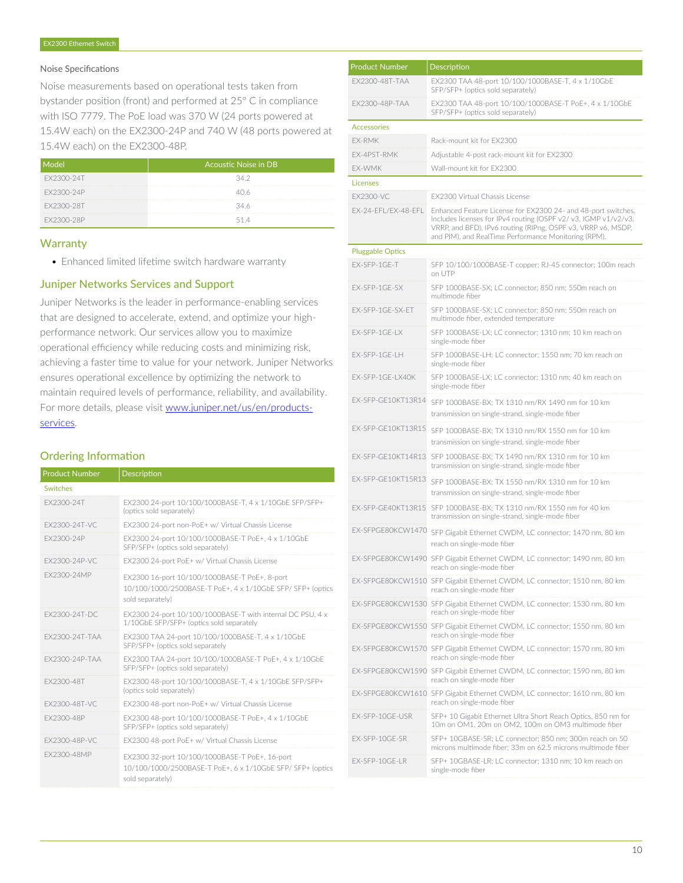### Noise Specifications

Noise measurements based on operational tests taken from bystander position (front) and performed at 25° C in compliance with ISO 7779. The PoE load was 370 W (24 ports powered at 15.4W each) on the EX2300-24P and 740 W (48 ports powered at 15.4W each) on the EX2300-48P.

| Model | Acoustic Noise in DB |
|---|---|
| EX2300-24T | 34.2 |
| EX2300-24P | 40.6 |
| EX2300-28T | 34.6 |
| EX2300-28P | 51.4 |

## Warranty

- Enhanced limited lifetime switch hardware warranty

## Juniper Networks Services and Support

Juniper Networks is the leader in performance-enabling services that are designed to accelerate, extend, and optimize your high-performance network. Our services allow you to maximize operational efficiency while reducing costs and minimizing risk, achieving a faster time to value for your network. Juniper Networks ensures operational excellence by optimizing the network to maintain required levels of performance, reliability, and availability. For more details, please visit www.juniper.net/us/en/products-services.

## Ordering Information

| Product Number | Description |
|---|---|
| **Switches** | |
| EX2300-24T | EX2300 24-port 10/100/1000BASE-T, 4 x 1/10GbE SFP/SFP+ (optics sold separately) |
| EX2300-24T-VC | EX2300 24-port non-PoE+ w/ Virtual Chassis License |
| EX2300-24P | EX2300 24-port 10/100/1000BASE-T PoE+, 4 x 1/10GbE SFP/SFP+ (optics sold separately) |
| EX2300-24P-VC | EX2300 24-port PoE+ w/ Virtual Chassis License |
| EX2300-24MP | EX2300 16-port 10/100/1000BASE-T PoE+, 8-port 10/100/1000/2500BASE-T PoE+, 4 x 1/10GbE SFP/ SFP+ (optics sold separately) |
| EX2300-24T-DC | EX2300 24-port 10/100/1000BASE-T with internal DC PSU, 4 x 1/10GbE SFP/SFP+ (optics sold separately |
| EX2300-24T-TAA | EX2300 TAA 24-port 10/100/1000BASE-T, 4 x 1/10GbE SFP/SFP+ (optics sold separately |
| EX2300-24P-TAA | EX2300 TAA 24-port 10/100/1000BASE-T PoE+, 4 x 1/10GbE SFP/SFP+ (optics sold separately) |
| EX2300-48T | EX2300 48-port 10/100/1000BASE-T, 4 x 1/10GbE SFP/SFP+ (optics sold separately) |
| EX2300-48T-VC | EX2300 48-port non-PoE+ w/ Virtual Chassis License |
| EX2300-48P | EX2300 48-port 10/100/1000BASE-T PoE+, 4 x 1/10GbE SFP/SFP+ (optics sold separately) |
| EX2300-48P-VC | EX2300 48-port PoE+ w/ Virtual Chassis License |
| EX2300-48MP | EX2300 32-port 10/100/1000BASE-T PoE+, 16-port 10/100/1000/2500BASE-T PoE+, 6 x 1/10GbE SFP/ SFP+ (optics sold separately) |
| EX2300-48T-TAA | EX2300 TAA 48-port 10/100/1000BASE-T, 4 x 1/10GbE SFP/SFP+ (optics sold separately) |
| EX2300-48P-TAA | EX2300 TAA 48-port 10/100/1000BASE-T PoE+, 4 x 1/10GbE SFP/SFP+ (optics sold separately) |
| **Accessories** | |
| EX-RMK | Rack-mount kit for EX2300 |
| EX-4PST-RMK | Adjustable 4-post rack-mount kit for EX2300 |
| EX-WMK | Wall-mount kit for EX2300 |
| **Licenses** | |
| EX2300-VC | EX2300 Virtual Chassis License |
| EX-24-EFL/EX-48-EFL | Enhanced Feature License for EX2300 24- and 48-port switches. Includes licenses for IPv4 routing (OSPF v2/ v3, IGMP v1/v2/v3, VRRP, and BFD), IPv6 routing (RIPng, OSPF v3, VRRP v6, MSDP, and PIM), and RealTime Performance Monitoring (RPM). |
| **Pluggable Optics** | |
| EX-SFP-1GE-T | SFP 10/100/1000BASE-T copper; RJ-45 connector; 100m reach on UTP |
| EX-SFP-1GE-SX | SFP 1000BASE-SX; LC connector; 850 nm; 550m reach on multimode fiber |
| EX-SFP-1GE-SX-ET | SFP 1000BASE-SX; LC connector; 850 nm; 550m reach on multimode fiber, extended temperature |
| EX-SFP-1GE-LX | SFP 1000BASE-LX; LC connector; 1310 nm; 10 km reach on single-mode fiber |
| EX-SFP-1GE-LH | SFP 1000BASE-LH; LC connector; 1550 nm; 70 km reach on single-mode fiber |
| EX-SFP-1GE-LX40K | SFP 1000BASE-LX; LC connector; 1310 nm; 40 km reach on single-mode fiber |
| EX-SFP-GE10KT13R14 | SFP 1000BASE-BX; TX 1310 nm/RX 1490 nm for 10 km transmission on single-strand, single-mode fiber |
| EX-SFP-GE10KT13R15 | SFP 1000BASE-BX; TX 1310 nm/RX 1550 nm for 10 km transmission on single-strand, single-mode fiber |
| EX-SFP-GE10KT14R13 | SFP 1000BASE-BX; TX 1490 nm/RX 1310 nm for 10 km transmission on single-strand, single-mode fiber |
| EX-SFP-GE10KT15R13 | SFP 1000BASE-BX; TX 1550 nm/RX 1310 nm for 10 km transmission on single-strand, single-mode fiber |
| EX-SFP-GE40KT13R15 | SFP 1000BASE-BX; TX 1310 nm/RX 1550 nm for 40 km transmission on single-strand, single-mode fiber |
| EX-SFPGE80KCW1470 | SFP Gigabit Ethernet CWDM, LC connector; 1470 nm, 80 km reach on single-mode fiber |
| EX-SFPGE80KCW1490 | SFP Gigabit Ethernet CWDM, LC connector; 1490 nm, 80 km reach on single-mode fiber |
| EX-SFPGE80KCW1510 | SFP Gigabit Ethernet CWDM, LC connector; 1510 nm, 80 km reach on single-mode fiber |
| EX-SFPGE80KCW1530 | SFP Gigabit Ethernet CWDM, LC connector; 1530 nm, 80 km reach on single-mode fiber |
| EX-SFPGE80KCW1550 | SFP Gigabit Ethernet CWDM, LC connector; 1550 nm, 80 km reach on single-mode fiber |
| EX-SFPGE80KCW1570 | SFP Gigabit Ethernet CWDM, LC connector; 1570 nm, 80 km reach on single-mode fiber |
| EX-SFPGE80KCW1590 | SFP Gigabit Ethernet CWDM, LC connector; 1590 nm, 80 km reach on single-mode fiber |
| EX-SFPGE80KCW1610 | SFP Gigabit Ethernet CWDM, LC connector; 1610 nm, 80 km reach on single-mode fiber |
| EX-SFP-10GE-USR | SFP+ 10 Gigabit Ethernet Ultra Short Reach Optics, 850 nm for 10m on OM1, 20m on OM2, 100m on OM3 multimode fiber |
| EX-SFP-10GE-SR | SFP+ 10GBASE-SR; LC connector; 850 nm; 300m reach on 50 microns multimode fiber; 33m on 62.5 microns multimode fiber |
| EX-SFP-10GE-LR | SFP+ 10GBASE-LR; LC connector; 1310 nm; 10 km reach on single-mode fiber |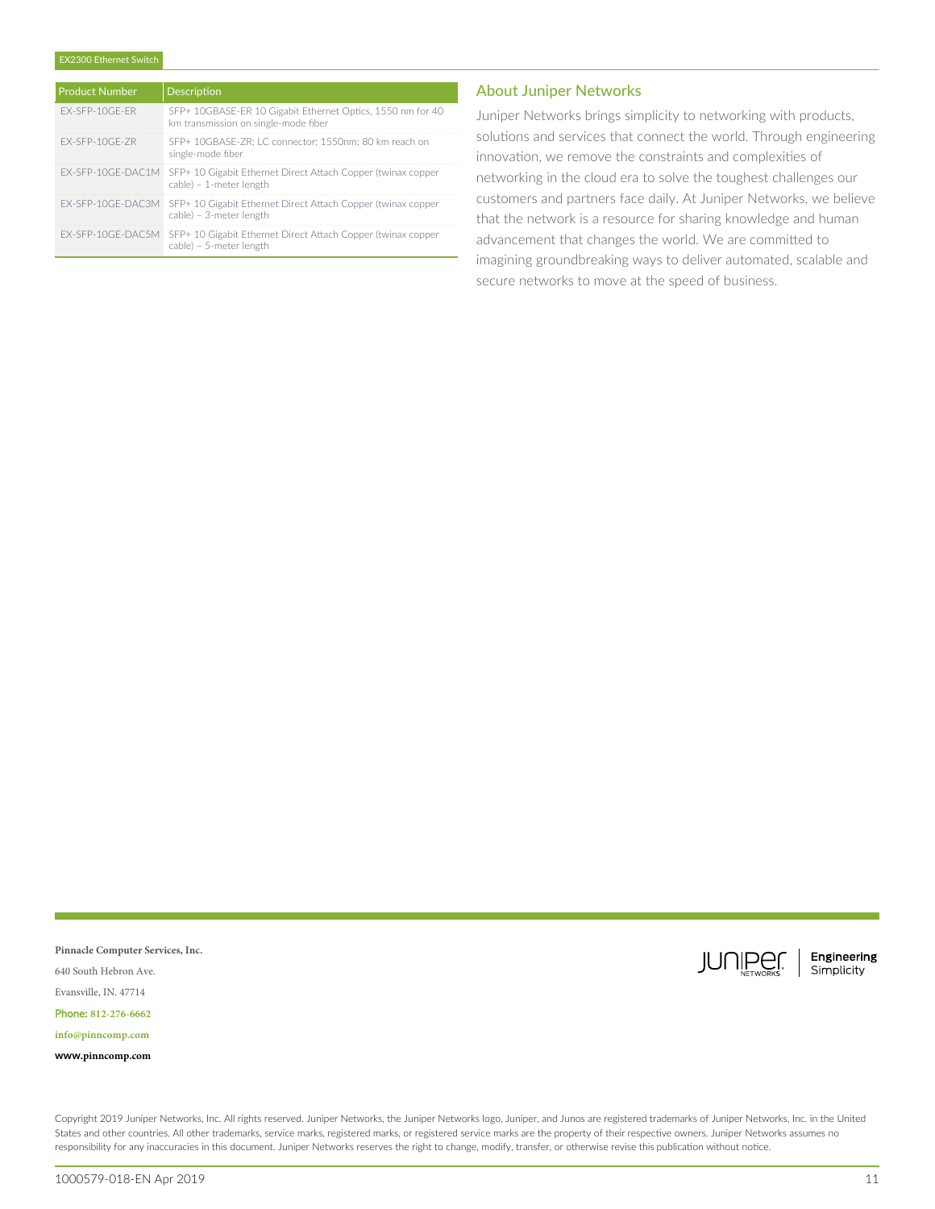| Product Number | Description |
| --- | --- |
| EX-SFP-10GE-ER | SFP+ 10GBASE-ER 10 Gigabit Ethernet Optics, 1550 nm for 40 km transmission on single-mode fiber |
| EX-SFP-10GE-ZR | SFP+ 10GBASE-ZR; LC connector; 1550nm; 80 km reach on single-mode fiber |
| EX-SFP-10GE-DAC1M | SFP+ 10 Gigabit Ethernet Direct Attach Copper (twinax copper cable) – 1-meter length |
| EX-SFP-10GE-DAC3M | SFP+ 10 Gigabit Ethernet Direct Attach Copper (twinax copper cable) – 3-meter length |
| EX-SFP-10GE-DAC5M | SFP+ 10 Gigabit Ethernet Direct Attach Copper (twinax copper cable) – 5-meter length |

## About Juniper Networks

Juniper Networks brings simplicity to networking with products, solutions and services that connect the world. Through engineering innovation, we remove the constraints and complexities of networking in the cloud era to solve the toughest challenges our customers and partners face daily. At Juniper Networks, we believe that the network is a resource for sharing knowledge and human advancement that changes the world. We are committed to imagining groundbreaking ways to deliver automated, scalable and secure networks to move at the speed of business.

**Pinnacle Computer Services, Inc.**

640 South Hebron Ave.

Evansville, IN. 47714

Phone: 812-276-6662

info@pinncomp.com

**www.pinncomp.com**

JUNIPER NETWORKS | Engineering Simplicity

Copyright 2019 Juniper Networks, Inc. All rights reserved. Juniper Networks, the Juniper Networks logo, Juniper, and Junos are registered trademarks of Juniper Networks, Inc. in the United States and other countries. All other trademarks, service marks, registered marks, or registered service marks are the property of their respective owners. Juniper Networks assumes no responsibility for any inaccuracies in this document. Juniper Networks reserves the right to change, modify, transfer, or otherwise revise this publication without notice.

1000579-018-EN Apr 2019